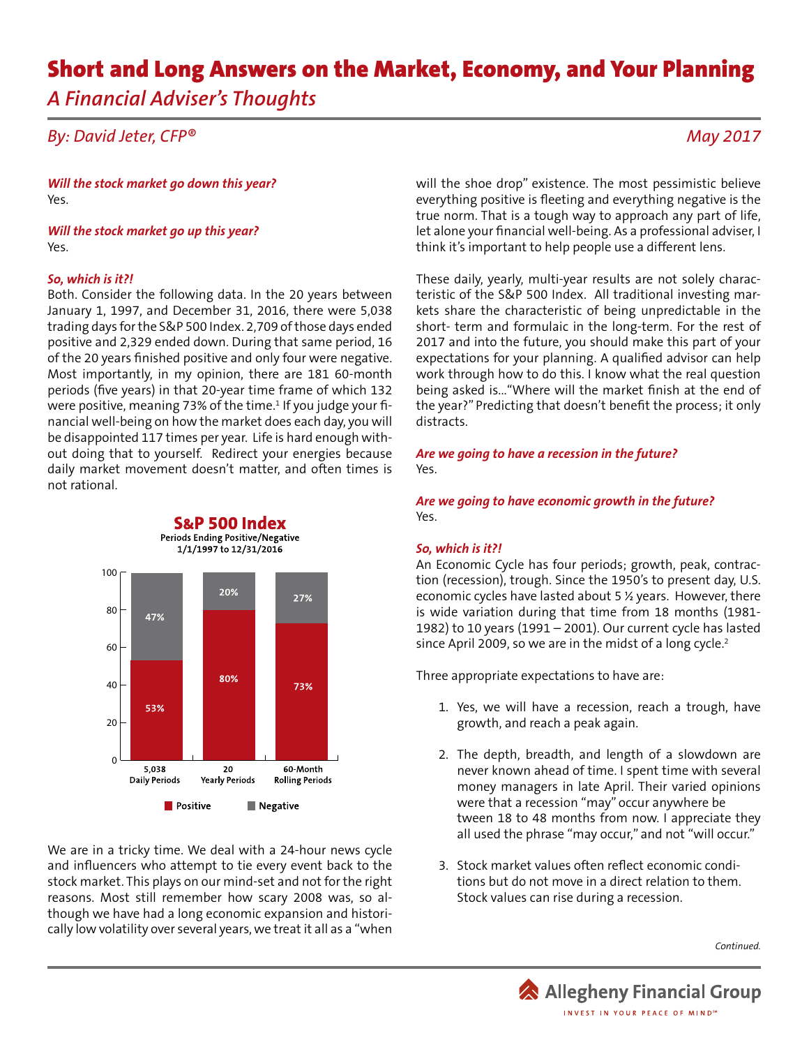# Short and Long Answers on the Market, Economy, and Your Planning

## *A Financial Adviser's Thoughts*

*By: David Jeter, CFP®*

*May 2017*

***Will the stock market go down this year?***
Yes.

***Will the stock market go up this year?***
Yes.

***So, which is it?!***
Both. Consider the following data. In the 20 years between January 1, 1997, and December 31, 2016, there were 5,038 trading days for the S&P 500 Index. 2,709 of those days ended positive and 2,329 ended down. During that same period, 16 of the 20 years finished positive and only four were negative. Most importantly, in my opinion, there are 181 60-month periods (five years) in that 20-year time frame of which 132 were positive, meaning 73% of the time.[1] If you judge your financial well-being on how the market does each day, you will be disappointed 117 times per year. Life is hard enough without doing that to yourself. Redirect your energies because daily market movement doesn't matter, and often times is not rational.

**S&P 500 Index**
**Periods Ending Positive/Negative**
**1/1/1997 to 12/31/2016**

| | 5,038 Daily Periods | 20 Yearly Periods | 60-Month Rolling Periods |
|---|---|---|---|
| Positive | 53% | 80% | 73% |
| Negative | 47% | 20% | 27% |

We are in a tricky time. We deal with a 24-hour news cycle and influencers who attempt to tie every event back to the stock market. This plays on our mind-set and not for the right reasons. Most still remember how scary 2008 was, so although we have had a long economic expansion and historically low volatility over several years, we treat it all as a "when will the shoe drop" existence. The most pessimistic believe everything positive is fleeting and everything negative is the true norm. That is a tough way to approach any part of life, let alone your financial well-being. As a professional adviser, I think it's important to help people use a different lens.

These daily, yearly, multi-year results are not solely characteristic of the S&P 500 Index. All traditional investing markets share the characteristic of being unpredictable in the short- term and formulaic in the long-term. For the rest of 2017 and into the future, you should make this part of your expectations for your planning. A qualified advisor can help work through how to do this. I know what the real question being asked is..."Where will the market finish at the end of the year?" Predicting that doesn't benefit the process; it only distracts.

***Are we going to have a recession in the future?***
Yes.

***Are we going to have economic growth in the future?***
Yes.

***So, which is it?!***
An Economic Cycle has four periods; growth, peak, contraction (recession), trough. Since the 1950's to present day, U.S. economic cycles have lasted about 5 ½ years. However, there is wide variation during that time from 18 months (1981-1982) to 10 years (1991 – 2001). Our current cycle has lasted since April 2009, so we are in the midst of a long cycle.[2]

Three appropriate expectations to have are:

1. Yes, we will have a recession, reach a trough, have growth, and reach a peak again.
2. The depth, breadth, and length of a slowdown are never known ahead of time. I spent time with several money managers in late April. Their varied opinions were that a recession "may" occur anywhere between 18 to 48 months from now. I appreciate they all used the phrase "may occur," and not "will occur."
3. Stock market values often reflect economic conditions but do not move in a direct relation to them. Stock values can rise during a recession.

*Continued.*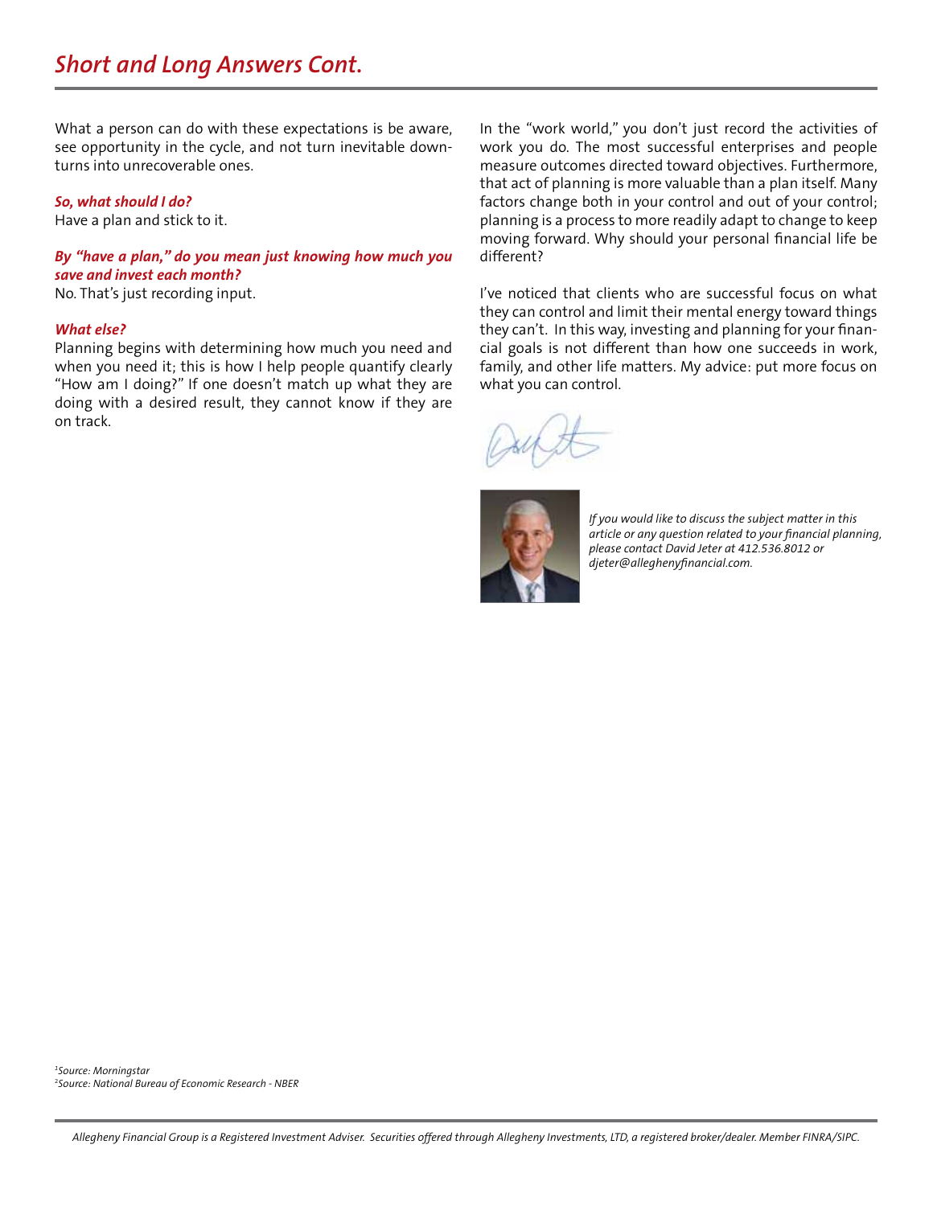## *Short and Long Answers Cont.*

What a person can do with these expectations is be aware, see opportunity in the cycle, and not turn inevitable downturns into unrecoverable ones.

***So, what should I do?***

Have a plan and stick to it.

***By "have a plan," do you mean just knowing how much you save and invest each month?***

No. That's just recording input.

***What else?***

Planning begins with determining how much you need and when you need it; this is how I help people quantify clearly "How am I doing?" If one doesn't match up what they are doing with a desired result, they cannot know if they are on track.

In the "work world," you don't just record the activities of work you do. The most successful enterprises and people measure outcomes directed toward objectives. Furthermore, that act of planning is more valuable than a plan itself. Many factors change both in your control and out of your control; planning is a process to more readily adapt to change to keep moving forward. Why should your personal financial life be different?

I've noticed that clients who are successful focus on what they can control and limit their mental energy toward things they can't. In this way, investing and planning for your financial goals is not different than how one succeeds in work, family, and other life matters. My advice: put more focus on what you can control.

*If you would like to discuss the subject matter in this article or any question related to your financial planning, please contact David Jeter at 412.536.8012 or djeter@alleghenyfinancial.com.*

[1]*Source: Morningstar*
[2]*Source: National Bureau of Economic Research - NBER*

*Allegheny Financial Group is a Registered Investment Adviser. Securities offered through Allegheny Investments, LTD, a registered broker/dealer. Member FINRA/SIPC.*